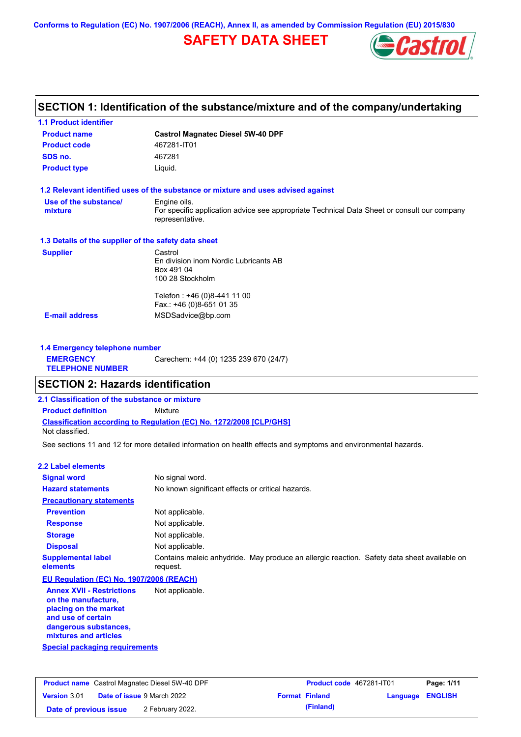Conforms to Regulation (EC) No. 1907/2006 (REACH), Annex II, as amended by Commission Regulation (EU) 2015/830

# SAFETY DATA SHEET

## SECTION 1: Identification of the substance/mixture and of the company/undertaking

### 1.1 Product identifier

| | |
|---|---|
| **Product name** | **Castrol Magnatec Diesel 5W-40 DPF** |
| **Product code** | 467281-IT01 |
| **SDS no.** | 467281 |
| **Product type** | Liquid. |

### 1.2 Relevant identified uses of the substance or mixture and uses advised against

**Use of the substance/mixture**
Engine oils.
For specific application advice see appropriate Technical Data Sheet or consult our company representative.

### 1.3 Details of the supplier of the safety data sheet

**Supplier**
Castrol
En division inom Nordic Lubricants AB
Box 491 04
100 28 Stockholm

Telefon : +46 (0)8-441 11 00
Fax.: +46 (0)8-651 01 35

**E-mail address** MSDSadvice@bp.com

### 1.4 Emergency telephone number

**EMERGENCY TELEPHONE NUMBER** Carechem: +44 (0) 1235 239 670 (24/7)

## SECTION 2: Hazards identification

### 2.1 Classification of the substance or mixture

**Product definition** Mixture

**Classification according to Regulation (EC) No. 1272/2008 [CLP/GHS]**
Not classified.

See sections 11 and 12 for more detailed information on health effects and symptoms and environmental hazards.

### 2.2 Label elements

| | |
|---|---|
| **Signal word** | No signal word. |
| **Hazard statements** | No known significant effects or critical hazards. |

**Precautionary statements**

| | |
|---|---|
| **Prevention** | Not applicable. |
| **Response** | Not applicable. |
| **Storage** | Not applicable. |
| **Disposal** | Not applicable. |
| **Supplemental label elements** | Contains maleic anhydride. May produce an allergic reaction. Safety data sheet available on request. |

**EU Regulation (EC) No. 1907/2006 (REACH)**

**Annex XVII - Restrictions on the manufacture, placing on the market and use of certain dangerous substances, mixtures and articles** Not applicable.

**Special packaging requirements**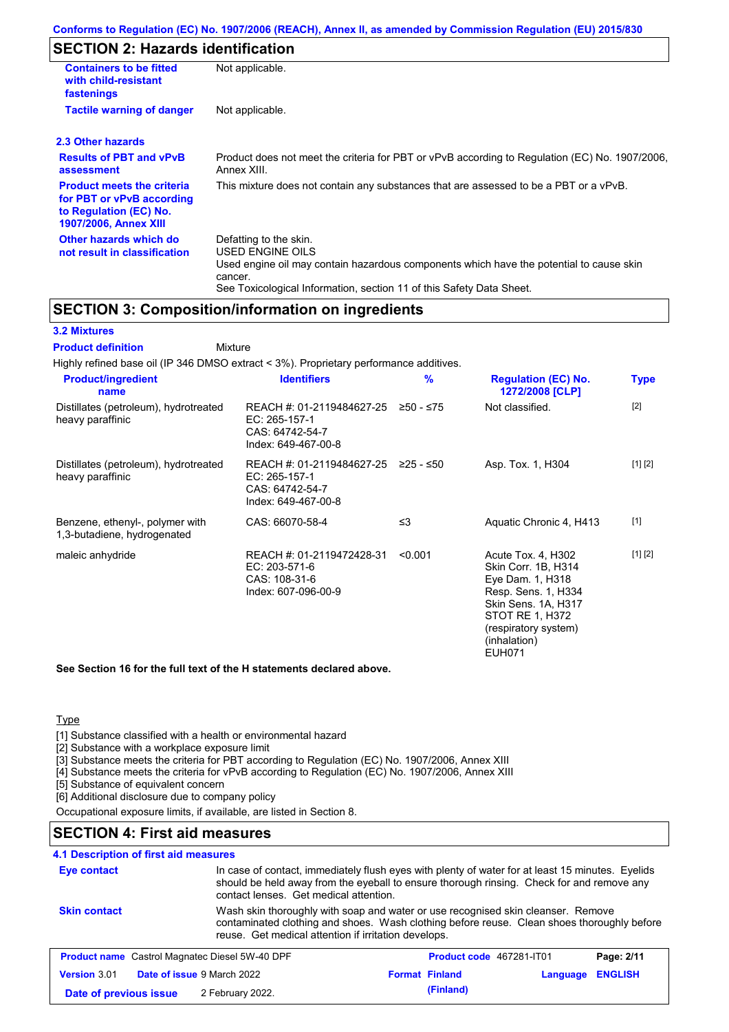## SECTION 2: Hazards identification

| | |
|---|---|
| **Containers to be fitted with child-resistant fastenings** | Not applicable. |
| **Tactile warning of danger** | Not applicable. |

### 2.3 Other hazards

| | |
|---|---|
| **Results of PBT and vPvB assessment** | Product does not meet the criteria for PBT or vPvB according to Regulation (EC) No. 1907/2006, Annex XIII. |
| **Product meets the criteria for PBT or vPvB according to Regulation (EC) No. 1907/2006, Annex XIII** | This mixture does not contain any substances that are assessed to be a PBT or a vPvB. |
| **Other hazards which do not result in classification** | Defatting to the skin.<br>USED ENGINE OILS<br>Used engine oil may contain hazardous components which have the potential to cause skin cancer.<br>See Toxicological Information, section 11 of this Safety Data Sheet. |

## SECTION 3: Composition/information on ingredients

### 3.2 Mixtures

**Product definition** Mixture

Highly refined base oil (IP 346 DMSO extract < 3%). Proprietary performance additives.

| Product/ingredient name | Identifiers | % | Regulation (EC) No. 1272/2008 [CLP] | Type |
|---|---|---|---|---|
| Distillates (petroleum), hydrotreated heavy paraffinic | REACH #: 01-2119484627-25<br>EC: 265-157-1<br>CAS: 64742-54-7<br>Index: 649-467-00-8 | ≥50 - ≤75 | Not classified. | [2] |
| Distillates (petroleum), hydrotreated heavy paraffinic | REACH #: 01-2119484627-25<br>EC: 265-157-1<br>CAS: 64742-54-7<br>Index: 649-467-00-8 | ≥25 - ≤50 | Asp. Tox. 1, H304 | [1] [2] |
| Benzene, ethenyl-, polymer with 1,3-butadiene, hydrogenated | CAS: 66070-58-4 | ≤3 | Aquatic Chronic 4, H413 | [1] |
| maleic anhydride | REACH #: 01-2119472428-31<br>EC: 203-571-6<br>CAS: 108-31-6<br>Index: 607-096-00-9 | <0.001 | Acute Tox. 4, H302<br>Skin Corr. 1B, H314<br>Eye Dam. 1, H318<br>Resp. Sens. 1, H334<br>Skin Sens. 1A, H317<br>STOT RE 1, H372 (respiratory system) (inhalation)<br>EUH071 | [1] [2] |

**See Section 16 for the full text of the H statements declared above.**

Type

[1] Substance classified with a health or environmental hazard
[2] Substance with a workplace exposure limit
[3] Substance meets the criteria for PBT according to Regulation (EC) No. 1907/2006, Annex XIII
[4] Substance meets the criteria for vPvB according to Regulation (EC) No. 1907/2006, Annex XIII
[5] Substance of equivalent concern
[6] Additional disclosure due to company policy

Occupational exposure limits, if available, are listed in Section 8.

## SECTION 4: First aid measures

### 4.1 Description of first aid measures

| | |
|---|---|
| **Eye contact** | In case of contact, immediately flush eyes with plenty of water for at least 15 minutes. Eyelids should be held away from the eyeball to ensure thorough rinsing. Check for and remove any contact lenses. Get medical attention. |
| **Skin contact** | Wash skin thoroughly with soap and water or use recognised skin cleanser. Remove contaminated clothing and shoes. Wash clothing before reuse. Clean shoes thoroughly before reuse. Get medical attention if irritation develops. |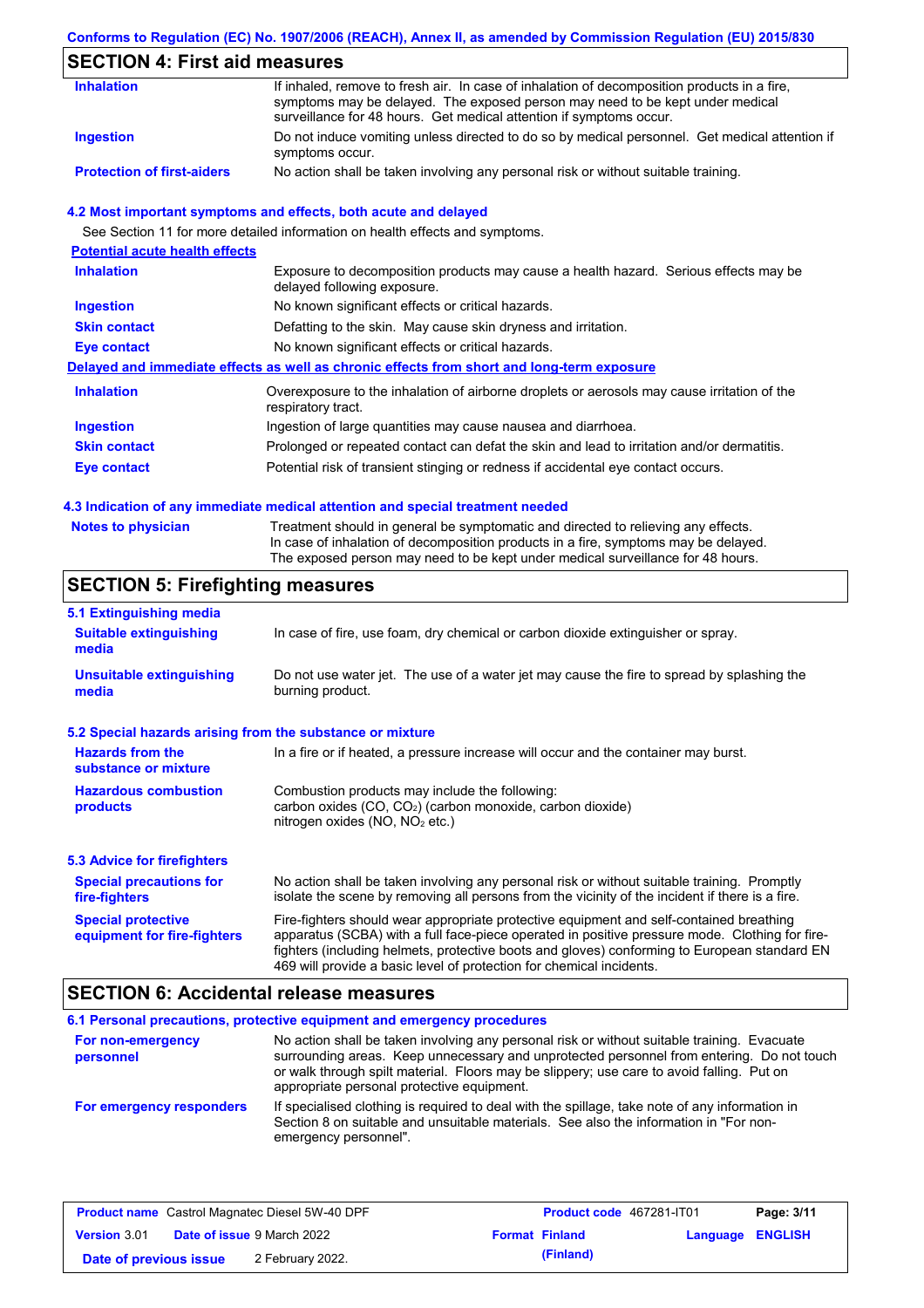## SECTION 4: First aid measures

| | |
|---|---|
| **Inhalation** | If inhaled, remove to fresh air. In case of inhalation of decomposition products in a fire, symptoms may be delayed. The exposed person may need to be kept under medical surveillance for 48 hours. Get medical attention if symptoms occur. |
| **Ingestion** | Do not induce vomiting unless directed to do so by medical personnel. Get medical attention if symptoms occur. |
| **Protection of first-aiders** | No action shall be taken involving any personal risk or without suitable training. |

### 4.2 Most important symptoms and effects, both acute and delayed

See Section 11 for more detailed information on health effects and symptoms.

**Potential acute health effects**

| | |
|---|---|
| **Inhalation** | Exposure to decomposition products may cause a health hazard. Serious effects may be delayed following exposure. |
| **Ingestion** | No known significant effects or critical hazards. |
| **Skin contact** | Defatting to the skin. May cause skin dryness and irritation. |
| **Eye contact** | No known significant effects or critical hazards. |

**Delayed and immediate effects as well as chronic effects from short and long-term exposure**

| | |
|---|---|
| **Inhalation** | Overexposure to the inhalation of airborne droplets or aerosols may cause irritation of the respiratory tract. |
| **Ingestion** | Ingestion of large quantities may cause nausea and diarrhoea. |
| **Skin contact** | Prolonged or repeated contact can defat the skin and lead to irritation and/or dermatitis. |
| **Eye contact** | Potential risk of transient stinging or redness if accidental eye contact occurs. |

### 4.3 Indication of any immediate medical attention and special treatment needed

| | |
|---|---|
| **Notes to physician** | Treatment should in general be symptomatic and directed to relieving any effects. In case of inhalation of decomposition products in a fire, symptoms may be delayed. The exposed person may need to be kept under medical surveillance for 48 hours. |

## SECTION 5: Firefighting measures

### 5.1 Extinguishing media

| | |
|---|---|
| **Suitable extinguishing media** | In case of fire, use foam, dry chemical or carbon dioxide extinguisher or spray. |
| **Unsuitable extinguishing media** | Do not use water jet. The use of a water jet may cause the fire to spread by splashing the burning product. |

### 5.2 Special hazards arising from the substance or mixture

| | |
|---|---|
| **Hazards from the substance or mixture** | In a fire or if heated, a pressure increase will occur and the container may burst. |
| **Hazardous combustion products** | Combustion products may include the following: carbon oxides (CO, $CO_2$) (carbon monoxide, carbon dioxide) nitrogen oxides (NO, $NO_2$ etc.) |

### 5.3 Advice for firefighters

| | |
|---|---|
| **Special precautions for fire-fighters** | No action shall be taken involving any personal risk or without suitable training. Promptly isolate the scene by removing all persons from the vicinity of the incident if there is a fire. |
| **Special protective equipment for fire-fighters** | Fire-fighters should wear appropriate protective equipment and self-contained breathing apparatus (SCBA) with a full face-piece operated in positive pressure mode. Clothing for fire-fighters (including helmets, protective boots and gloves) conforming to European standard EN 469 will provide a basic level of protection for chemical incidents. |

## SECTION 6: Accidental release measures

### 6.1 Personal precautions, protective equipment and emergency procedures

| | |
|---|---|
| **For non-emergency personnel** | No action shall be taken involving any personal risk or without suitable training. Evacuate surrounding areas. Keep unnecessary and unprotected personnel from entering. Do not touch or walk through spilt material. Floors may be slippery; use care to avoid falling. Put on appropriate personal protective equipment. |
| **For emergency responders** | If specialised clothing is required to deal with the spillage, take note of any information in Section 8 on suitable and unsuitable materials. See also the information in "For non-emergency personnel". |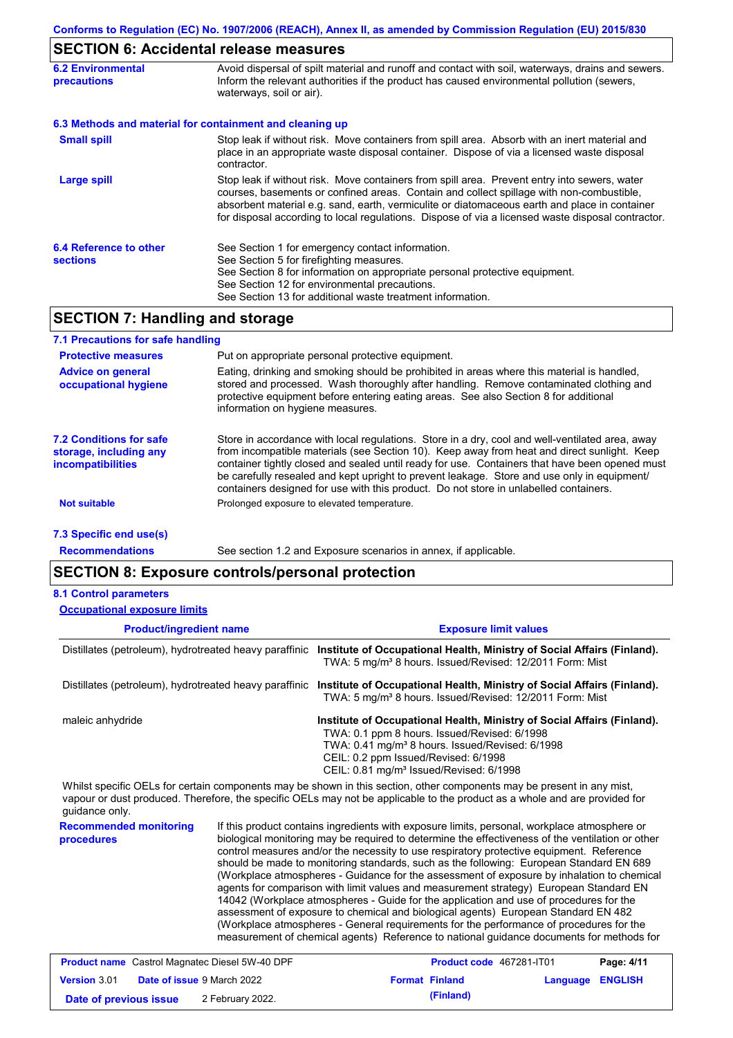## SECTION 6: Accidental release measures

**6.2 Environmental precautions**

Avoid dispersal of spilt material and runoff and contact with soil, waterways, drains and sewers. Inform the relevant authorities if the product has caused environmental pollution (sewers, waterways, soil or air).

### 6.3 Methods and material for containment and cleaning up

**Small spill**

Stop leak if without risk. Move containers from spill area. Absorb with an inert material and place in an appropriate waste disposal container. Dispose of via a licensed waste disposal contractor.

**Large spill**

Stop leak if without risk. Move containers from spill area. Prevent entry into sewers, water courses, basements or confined areas. Contain and collect spillage with non-combustible, absorbent material e.g. sand, earth, vermiculite or diatomaceous earth and place in container for disposal according to local regulations. Dispose of via a licensed waste disposal contractor.

**6.4 Reference to other sections**

See Section 1 for emergency contact information.
See Section 5 for firefighting measures.
See Section 8 for information on appropriate personal protective equipment.
See Section 12 for environmental precautions.
See Section 13 for additional waste treatment information.

## SECTION 7: Handling and storage

### 7.1 Precautions for safe handling

**Protective measures**

Put on appropriate personal protective equipment.

**Advice on general occupational hygiene**

Eating, drinking and smoking should be prohibited in areas where this material is handled, stored and processed. Wash thoroughly after handling. Remove contaminated clothing and protective equipment before entering eating areas. See also Section 8 for additional information on hygiene measures.

**7.2 Conditions for safe storage, including any incompatibilities**

Store in accordance with local regulations. Store in a dry, cool and well-ventilated area, away from incompatible materials (see Section 10). Keep away from heat and direct sunlight. Keep container tightly closed and sealed until ready for use. Containers that have been opened must be carefully resealed and kept upright to prevent leakage. Store and use only in equipment/ containers designed for use with this product. Do not store in unlabelled containers.

**Not suitable**

Prolonged exposure to elevated temperature.

### 7.3 Specific end use(s)

**Recommendations**

See section 1.2 and Exposure scenarios in annex, if applicable.

## SECTION 8: Exposure controls/personal protection

### 8.1 Control parameters

**Occupational exposure limits**

| Product/ingredient name | Exposure limit values |
|---|---|
| Distillates (petroleum), hydrotreated heavy paraffinic | **Institute of Occupational Health, Ministry of Social Affairs (Finland).** TWA: 5 mg/m³ 8 hours. Issued/Revised: 12/2011 Form: Mist |
| Distillates (petroleum), hydrotreated heavy paraffinic | **Institute of Occupational Health, Ministry of Social Affairs (Finland).** TWA: 5 mg/m³ 8 hours. Issued/Revised: 12/2011 Form: Mist |
| maleic anhydride | **Institute of Occupational Health, Ministry of Social Affairs (Finland).** TWA: 0.1 ppm 8 hours. Issued/Revised: 6/1998 TWA: 0.41 mg/m³ 8 hours. Issued/Revised: 6/1998 CEIL: 0.2 ppm Issued/Revised: 6/1998 CEIL: 0.81 mg/m³ Issued/Revised: 6/1998 |

Whilst specific OELs for certain components may be shown in this section, other components may be present in any mist, vapour or dust produced. Therefore, the specific OELs may not be applicable to the product as a whole and are provided for guidance only.

**Recommended monitoring procedures**

If this product contains ingredients with exposure limits, personal, workplace atmosphere or biological monitoring may be required to determine the effectiveness of the ventilation or other control measures and/or the necessity to use respiratory protective equipment. Reference should be made to monitoring standards, such as the following: European Standard EN 689 (Workplace atmospheres - Guidance for the assessment of exposure by inhalation to chemical agents for comparison with limit values and measurement strategy) European Standard EN 14042 (Workplace atmospheres - Guide for the application and use of procedures for the assessment of exposure to chemical and biological agents) European Standard EN 482 (Workplace atmospheres - General requirements for the performance of procedures for the measurement of chemical agents) Reference to national guidance documents for methods for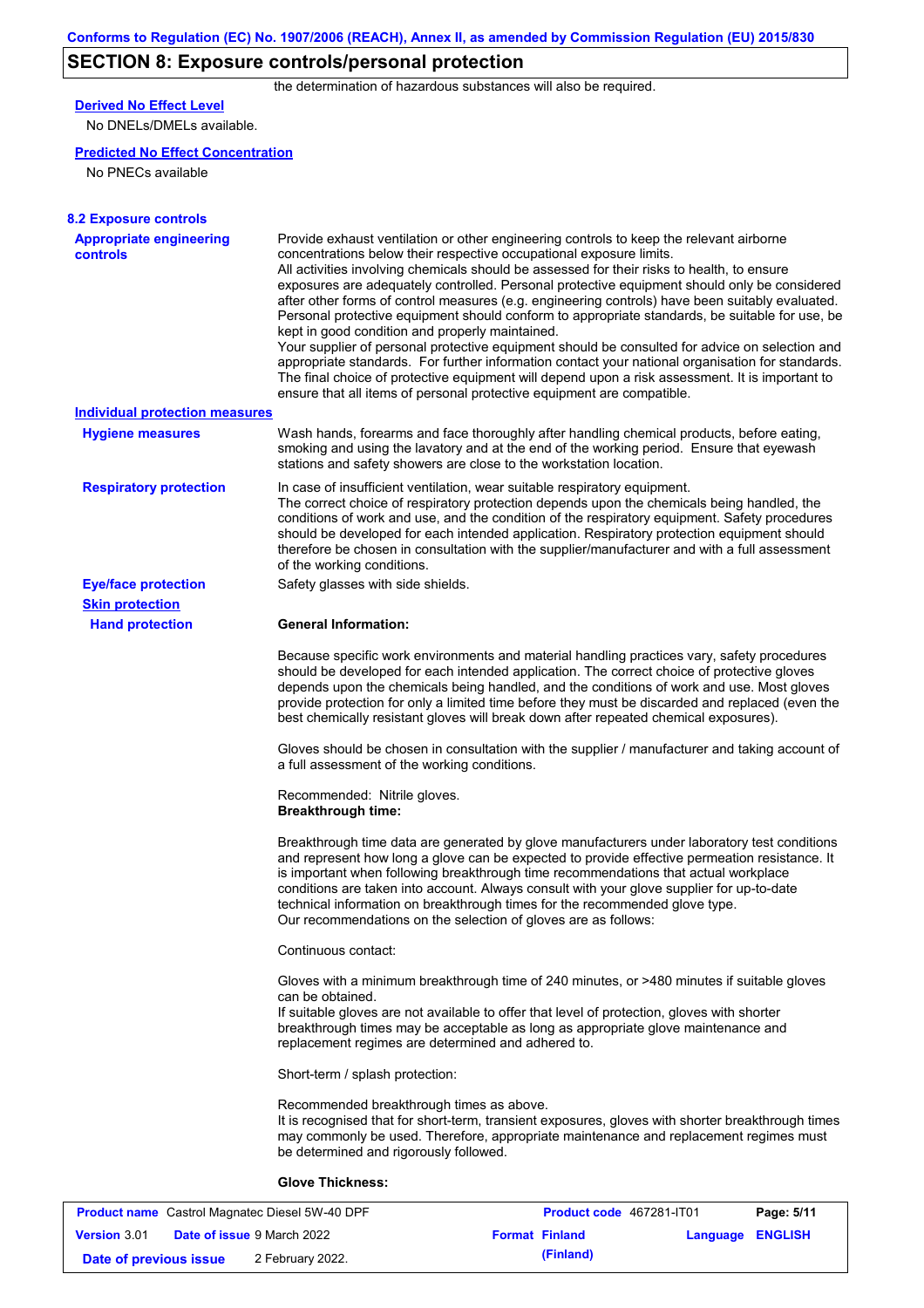## SECTION 8: Exposure controls/personal protection

the determination of hazardous substances will also be required.

**Derived No Effect Level**

No DNELs/DMELs available.

**Predicted No Effect Concentration**

No PNECs available

### 8.2 Exposure controls

**Appropriate engineering controls**

Provide exhaust ventilation or other engineering controls to keep the relevant airborne concentrations below their respective occupational exposure limits.
All activities involving chemicals should be assessed for their risks to health, to ensure exposures are adequately controlled. Personal protective equipment should only be considered after other forms of control measures (e.g. engineering controls) have been suitably evaluated. Personal protective equipment should conform to appropriate standards, be suitable for use, be kept in good condition and properly maintained.
Your supplier of personal protective equipment should be consulted for advice on selection and appropriate standards. For further information contact your national organisation for standards.
The final choice of protective equipment will depend upon a risk assessment. It is important to ensure that all items of personal protective equipment are compatible.

**Individual protection measures**

**Hygiene measures**

Wash hands, forearms and face thoroughly after handling chemical products, before eating, smoking and using the lavatory and at the end of the working period. Ensure that eyewash stations and safety showers are close to the workstation location.

**Respiratory protection**

In case of insufficient ventilation, wear suitable respiratory equipment.
The correct choice of respiratory protection depends upon the chemicals being handled, the conditions of work and use, and the condition of the respiratory equipment. Safety procedures should be developed for each intended application. Respiratory protection equipment should therefore be chosen in consultation with the supplier/manufacturer and with a full assessment of the working conditions.

**Eye/face protection**

Safety glasses with side shields.

**Skin protection**

**Hand protection**

**General Information:**

Because specific work environments and material handling practices vary, safety procedures should be developed for each intended application. The correct choice of protective gloves depends upon the chemicals being handled, and the conditions of work and use. Most gloves provide protection for only a limited time before they must be discarded and replaced (even the best chemically resistant gloves will break down after repeated chemical exposures).

Gloves should be chosen in consultation with the supplier / manufacturer and taking account of a full assessment of the working conditions.

Recommended: Nitrile gloves.
**Breakthrough time:**

Breakthrough time data are generated by glove manufacturers under laboratory test conditions and represent how long a glove can be expected to provide effective permeation resistance. It is important when following breakthrough time recommendations that actual workplace conditions are taken into account. Always consult with your glove supplier for up-to-date technical information on breakthrough times for the recommended glove type.
Our recommendations on the selection of gloves are as follows:

Continuous contact:

Gloves with a minimum breakthrough time of 240 minutes, or >480 minutes if suitable gloves can be obtained.
If suitable gloves are not available to offer that level of protection, gloves with shorter breakthrough times may be acceptable as long as appropriate glove maintenance and replacement regimes are determined and adhered to.

Short-term / splash protection:

Recommended breakthrough times as above.
It is recognised that for short-term, transient exposures, gloves with shorter breakthrough times may commonly be used. Therefore, appropriate maintenance and replacement regimes must be determined and rigorously followed.

**Glove Thickness:**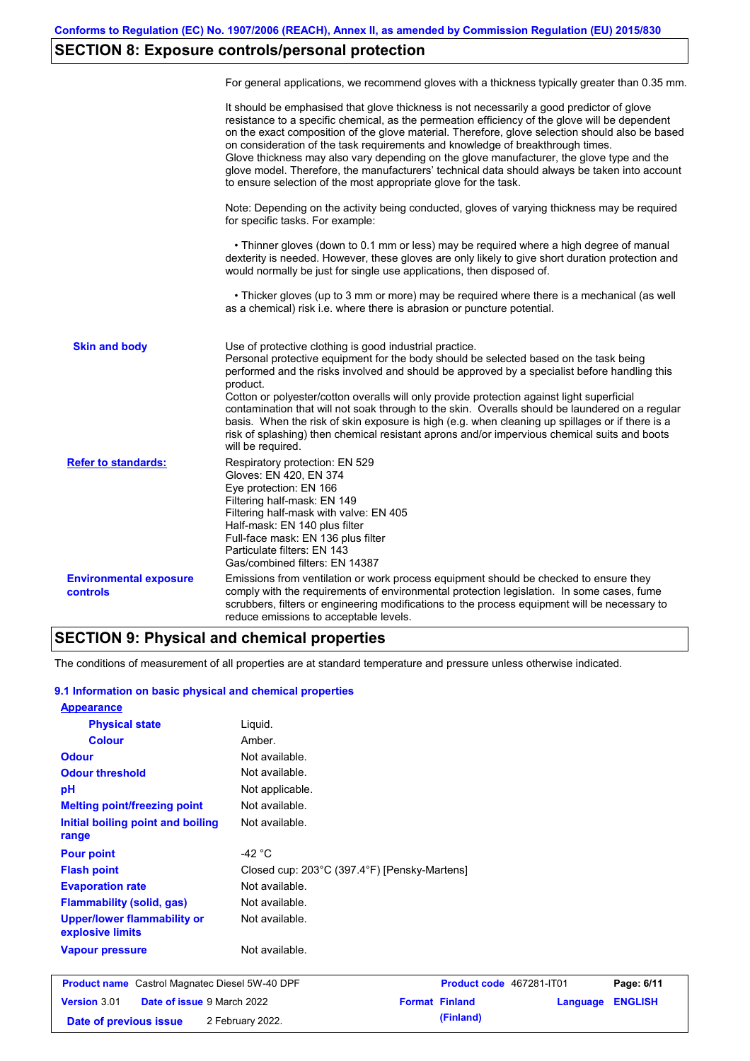## SECTION 8: Exposure controls/personal protection

For general applications, we recommend gloves with a thickness typically greater than 0.35 mm.

It should be emphasised that glove thickness is not necessarily a good predictor of glove resistance to a specific chemical, as the permeation efficiency of the glove will be dependent on the exact composition of the glove material. Therefore, glove selection should also be based on consideration of the task requirements and knowledge of breakthrough times.
Glove thickness may also vary depending on the glove manufacturer, the glove type and the glove model. Therefore, the manufacturers' technical data should always be taken into account to ensure selection of the most appropriate glove for the task.

Note: Depending on the activity being conducted, gloves of varying thickness may be required for specific tasks. For example:

• Thinner gloves (down to 0.1 mm or less) may be required where a high degree of manual dexterity is needed. However, these gloves are only likely to give short duration protection and would normally be just for single use applications, then disposed of.

• Thicker gloves (up to 3 mm or more) may be required where there is a mechanical (as well as a chemical) risk i.e. where there is abrasion or puncture potential.

**Skin and body**

Use of protective clothing is good industrial practice.
Personal protective equipment for the body should be selected based on the task being performed and the risks involved and should be approved by a specialist before handling this product.
Cotton or polyester/cotton overalls will only provide protection against light superficial contamination that will not soak through to the skin. Overalls should be laundered on a regular basis. When the risk of skin exposure is high (e.g. when cleaning up spillages or if there is a risk of splashing) then chemical resistant aprons and/or impervious chemical suits and boots will be required.

**Refer to standards:**

Respiratory protection: EN 529
Gloves: EN 420, EN 374
Eye protection: EN 166
Filtering half-mask: EN 149
Filtering half-mask with valve: EN 405
Half-mask: EN 140 plus filter
Full-face mask: EN 136 plus filter
Particulate filters: EN 143
Gas/combined filters: EN 14387

**Environmental exposure controls**

Emissions from ventilation or work process equipment should be checked to ensure they comply with the requirements of environmental protection legislation. In some cases, fume scrubbers, filters or engineering modifications to the process equipment will be necessary to reduce emissions to acceptable levels.

## SECTION 9: Physical and chemical properties

The conditions of measurement of all properties are at standard temperature and pressure unless otherwise indicated.

### 9.1 Information on basic physical and chemical properties

**Appearance**

| Property | Value |
|---|---|
| Physical state | Liquid. |
| Colour | Amber. |
| Odour | Not available. |
| Odour threshold | Not available. |
| pH | Not applicable. |
| Melting point/freezing point | Not available. |
| Initial boiling point and boiling range | Not available. |
| Pour point | -42 °C |
| Flash point | Closed cup: 203°C (397.4°F) [Pensky-Martens] |
| Evaporation rate | Not available. |
| Flammability (solid, gas) | Not available. |
| Upper/lower flammability or explosive limits | Not available. |
| Vapour pressure | Not available. |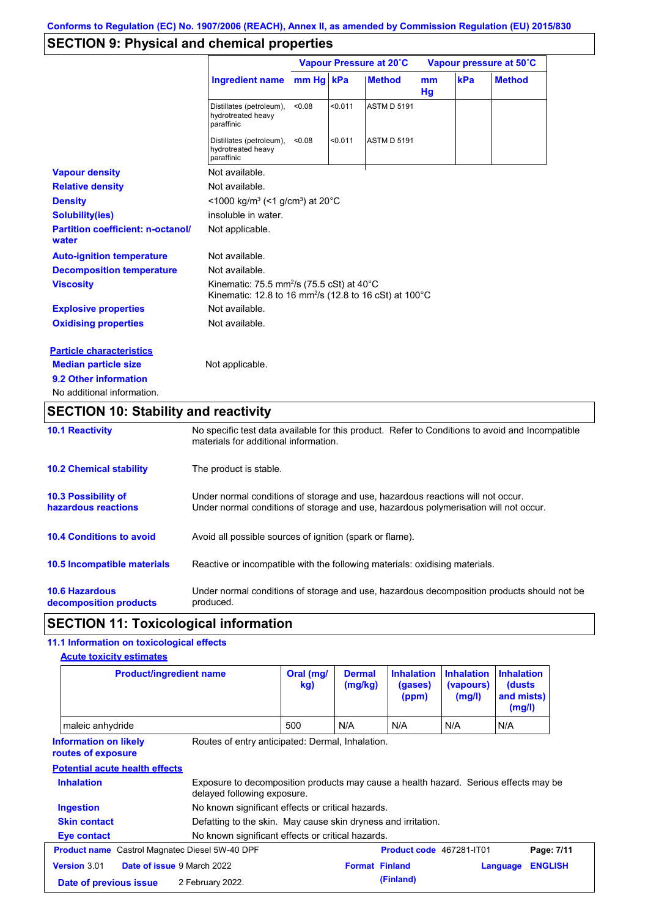Conforms to Regulation (EC) No. 1907/2006 (REACH), Annex II, as amended by Commission Regulation (EU) 2015/830

## SECTION 9: Physical and chemical properties

| Ingredient name | Vapour Pressure at 20˚C mm Hg | kPa | Method | Vapour pressure at 50˚C mm Hg | kPa | Method |
|---|---|---|---|---|---|---|
| Distillates (petroleum), hydrotreated heavy paraffinic | <0.08 | <0.011 | ASTM D 5191 | | | |
| Distillates (petroleum), hydrotreated heavy paraffinic | <0.08 | <0.011 | ASTM D 5191 | | | |

**Vapour density** Not available.

**Relative density** Not available.

**Density** <1000 kg/m³ (<1 g/cm³) at 20°C

**Solubility(ies)** insoluble in water.

**Partition coefficient: n-octanol/water** Not applicable.

**Auto-ignition temperature** Not available.

**Decomposition temperature** Not available.

**Viscosity** Kinematic: 75.5 mm²/s (75.5 cSt) at 40°C
Kinematic: 12.8 to 16 mm²/s (12.8 to 16 cSt) at 100°C

**Explosive properties** Not available.

**Oxidising properties** Not available.

**Particle characteristics**

**Median particle size** Not applicable.

**9.2 Other information**

No additional information.

## SECTION 10: Stability and reactivity

**10.1 Reactivity** No specific test data available for this product. Refer to Conditions to avoid and Incompatible materials for additional information.

**10.2 Chemical stability** The product is stable.

**10.3 Possibility of hazardous reactions** Under normal conditions of storage and use, hazardous reactions will not occur.
Under normal conditions of storage and use, hazardous polymerisation will not occur.

**10.4 Conditions to avoid** Avoid all possible sources of ignition (spark or flame).

**10.5 Incompatible materials** Reactive or incompatible with the following materials: oxidising materials.

**10.6 Hazardous decomposition products** Under normal conditions of storage and use, hazardous decomposition products should not be produced.

## SECTION 11: Toxicological information

**11.1 Information on toxicological effects**

**Acute toxicity estimates**

| Product/ingredient name | Oral (mg/kg) | Dermal (mg/kg) | Inhalation (gases) (ppm) | Inhalation (vapours) (mg/l) | Inhalation (dusts and mists) (mg/l) |
|---|---|---|---|---|---|
| maleic anhydride | 500 | N/A | N/A | N/A | N/A |

**Information on likely routes of exposure** Routes of entry anticipated: Dermal, Inhalation.

**Potential acute health effects**

**Inhalation** Exposure to decomposition products may cause a health hazard. Serious effects may be delayed following exposure.

**Ingestion** No known significant effects or critical hazards.

**Skin contact** Defatting to the skin. May cause skin dryness and irritation.

**Eye contact** No known significant effects or critical hazards.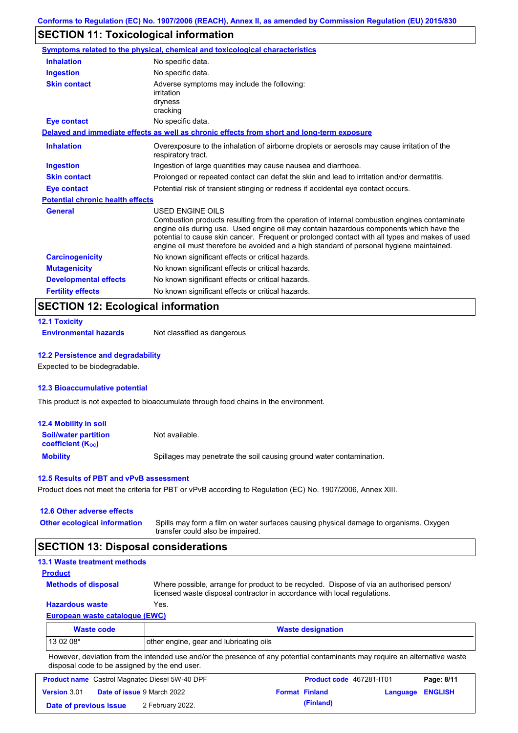Conforms to Regulation (EC) No. 1907/2006 (REACH), Annex II, as amended by Commission Regulation (EU) 2015/830

## SECTION 11: Toxicological information

**Symptoms related to the physical, chemical and toxicological characteristics**

| | |
|---|---|
| **Inhalation** | No specific data. |
| **Ingestion** | No specific data. |
| **Skin contact** | Adverse symptoms may include the following: irritation dryness cracking |
| **Eye contact** | No specific data. |

**Delayed and immediate effects as well as chronic effects from short and long-term exposure**

| | |
|---|---|
| **Inhalation** | Overexposure to the inhalation of airborne droplets or aerosols may cause irritation of the respiratory tract. |
| **Ingestion** | Ingestion of large quantities may cause nausea and diarrhoea. |
| **Skin contact** | Prolonged or repeated contact can defat the skin and lead to irritation and/or dermatitis. |
| **Eye contact** | Potential risk of transient stinging or redness if accidental eye contact occurs. |

**Potential chronic health effects**

| | |
|---|---|
| **General** | USED ENGINE OILS Combustion products resulting from the operation of internal combustion engines contaminate engine oils during use. Used engine oil may contain hazardous components which have the potential to cause skin cancer. Frequent or prolonged contact with all types and makes of used engine oil must therefore be avoided and a high standard of personal hygiene maintained. |
| **Carcinogenicity** | No known significant effects or critical hazards. |
| **Mutagenicity** | No known significant effects or critical hazards. |
| **Developmental effects** | No known significant effects or critical hazards. |
| **Fertility effects** | No known significant effects or critical hazards. |

## SECTION 12: Ecological information

### 12.1 Toxicity

**Environmental hazards** Not classified as dangerous

### 12.2 Persistence and degradability

Expected to be biodegradable.

### 12.3 Bioaccumulative potential

This product is not expected to bioaccumulate through food chains in the environment.

### 12.4 Mobility in soil

| | |
|---|---|
| **Soil/water partition coefficient ($K_{OC}$)** | Not available. |
| **Mobility** | Spillages may penetrate the soil causing ground water contamination. |

### 12.5 Results of PBT and vPvB assessment

Product does not meet the criteria for PBT or vPvB according to Regulation (EC) No. 1907/2006, Annex XIII.

### 12.6 Other adverse effects

**Other ecological information** Spills may form a film on water surfaces causing physical damage to organisms. Oxygen transfer could also be impaired.

## SECTION 13: Disposal considerations

### 13.1 Waste treatment methods

**Product**

| | |
|---|---|
| **Methods of disposal** | Where possible, arrange for product to be recycled. Dispose of via an authorised person/ licensed waste disposal contractor in accordance with local regulations. |
| **Hazardous waste** | Yes. |

**European waste catalogue (EWC)**

| Waste code | Waste designation |
|---|---|
| 13 02 08* | other engine, gear and lubricating oils |

However, deviation from the intended use and/or the presence of any potential contaminants may require an alternative waste disposal code to be assigned by the end user.

| | | | |
|---|---|---|---|
| **Product name** Castrol Magnatec Diesel 5W-40 DPF | | **Product code** 467281-IT01 | **Page: 8/11** |
| **Version** 3.01 | **Date of issue** 9 March 2022 | **Format Finland (Finland)** | **Language ENGLISH** |
| **Date of previous issue** | 2 February 2022. | | |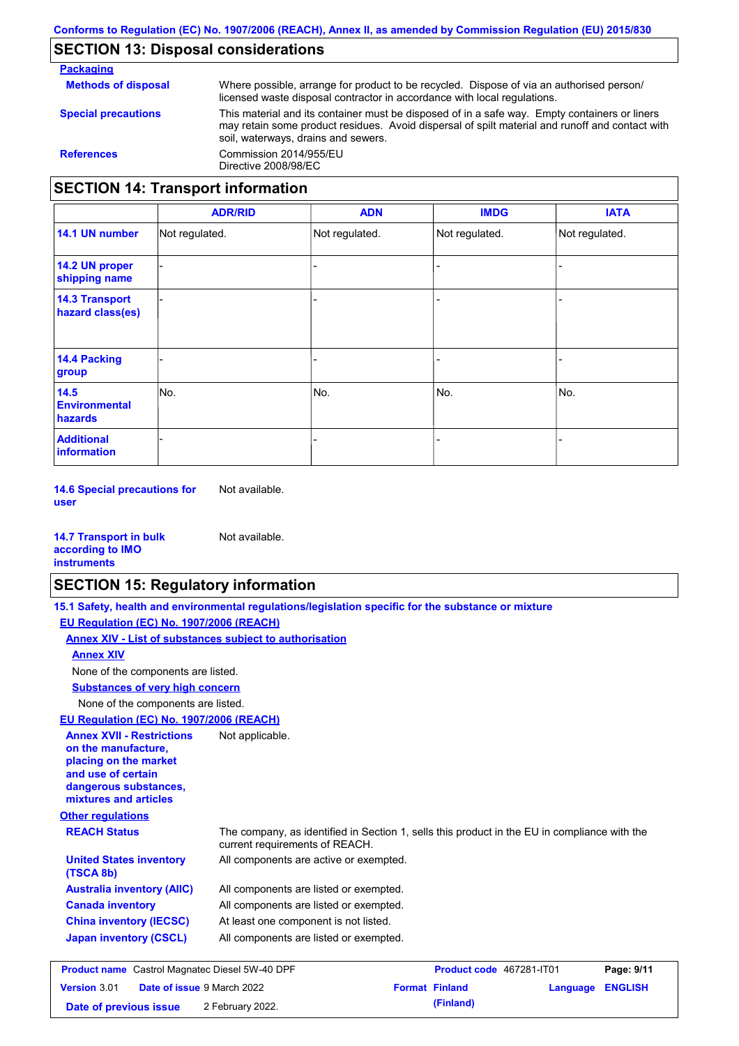## SECTION 13: Disposal considerations

**Packaging**

**Methods of disposal**: Where possible, arrange for product to be recycled. Dispose of via an authorised person/ licensed waste disposal contractor in accordance with local regulations.

**Special precautions**: This material and its container must be disposed of in a safe way. Empty containers or liners may retain some product residues. Avoid dispersal of spilt material and runoff and contact with soil, waterways, drains and sewers.

**References**: Commission 2014/955/EU
Directive 2008/98/EC

## SECTION 14: Transport information

| | ADR/RID | ADN | IMDG | IATA |
|---|---|---|---|---|
| **14.1 UN number** | Not regulated. | Not regulated. | Not regulated. | Not regulated. |
| **14.2 UN proper shipping name** | - | - | - | - |
| **14.3 Transport hazard class(es)** | - | - | - | - |
| **14.4 Packing group** | - | - | - | - |
| **14.5 Environmental hazards** | No. | No. | No. | No. |
| **Additional information** | - | - | - | - |

**14.6 Special precautions for user**: Not available.

**14.7 Transport in bulk according to IMO instruments**: Not available.

## SECTION 15: Regulatory information

**15.1 Safety, health and environmental regulations/legislation specific for the substance or mixture**

**EU Regulation (EC) No. 1907/2006 (REACH)**

**Annex XIV - List of substances subject to authorisation**

**Annex XIV**

None of the components are listed.

**Substances of very high concern**

None of the components are listed.

**EU Regulation (EC) No. 1907/2006 (REACH)**

**Annex XVII - Restrictions on the manufacture, placing on the market and use of certain dangerous substances, mixtures and articles**: Not applicable.

**Other regulations**

**REACH Status**: The company, as identified in Section 1, sells this product in the EU in compliance with the current requirements of REACH.

**United States inventory (TSCA 8b)**: All components are active or exempted.

**Australia inventory (AIIC)**: All components are listed or exempted.

**Canada inventory**: All components are listed or exempted.

**China inventory (IECSC)**: At least one component is not listed.

**Japan inventory (CSCL)**: All components are listed or exempted.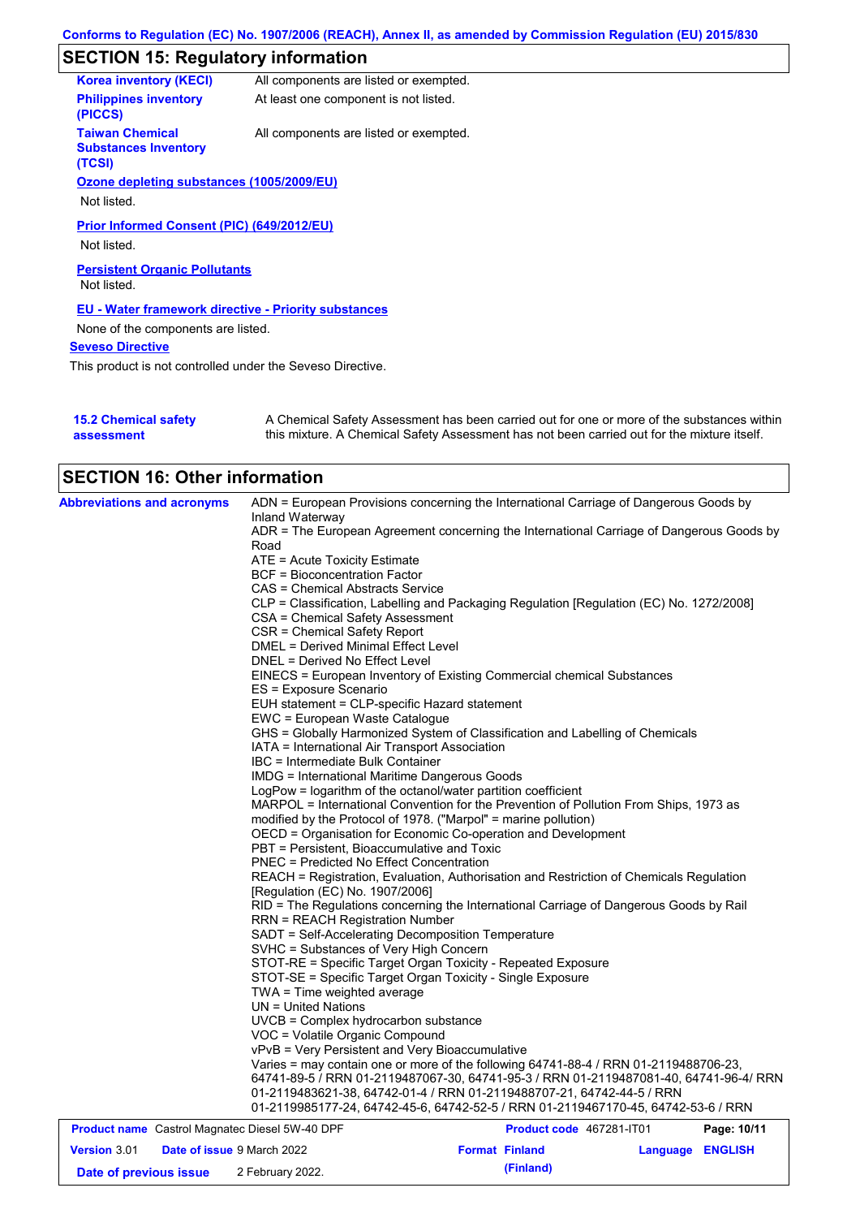## SECTION 15: Regulatory information

| | |
|---|---|
| **Korea inventory (KECI)** | All components are listed or exempted. |
| **Philippines inventory (PICCS)** | At least one component is not listed. |
| **Taiwan Chemical Substances Inventory (TCSI)** | All components are listed or exempted. |

**Ozone depleting substances (1005/2009/EU)**

Not listed.

**Prior Informed Consent (PIC) (649/2012/EU)**

Not listed.

**Persistent Organic Pollutants**

Not listed.

**EU - Water framework directive - Priority substances**

None of the components are listed.

**Seveso Directive**

This product is not controlled under the Seveso Directive.

**15.2 Chemical safety assessment**: A Chemical Safety Assessment has been carried out for one or more of the substances within this mixture. A Chemical Safety Assessment has not been carried out for the mixture itself.

## SECTION 16: Other information

**Abbreviations and acronyms**

ADN = European Provisions concerning the International Carriage of Dangerous Goods by Inland Waterway
ADR = The European Agreement concerning the International Carriage of Dangerous Goods by Road
ATE = Acute Toxicity Estimate
BCF = Bioconcentration Factor
CAS = Chemical Abstracts Service
CLP = Classification, Labelling and Packaging Regulation [Regulation (EC) No. 1272/2008]
CSA = Chemical Safety Assessment
CSR = Chemical Safety Report
DMEL = Derived Minimal Effect Level
DNEL = Derived No Effect Level
EINECS = European Inventory of Existing Commercial chemical Substances
ES = Exposure Scenario
EUH statement = CLP-specific Hazard statement
EWC = European Waste Catalogue
GHS = Globally Harmonized System of Classification and Labelling of Chemicals
IATA = International Air Transport Association
IBC = Intermediate Bulk Container
IMDG = International Maritime Dangerous Goods
LogPow = logarithm of the octanol/water partition coefficient
MARPOL = International Convention for the Prevention of Pollution From Ships, 1973 as modified by the Protocol of 1978. ("Marpol" = marine pollution)
OECD = Organisation for Economic Co-operation and Development
PBT = Persistent, Bioaccumulative and Toxic
PNEC = Predicted No Effect Concentration
REACH = Registration, Evaluation, Authorisation and Restriction of Chemicals Regulation [Regulation (EC) No. 1907/2006]
RID = The Regulations concerning the International Carriage of Dangerous Goods by Rail
RRN = REACH Registration Number
SADT = Self-Accelerating Decomposition Temperature
SVHC = Substances of Very High Concern
STOT-RE = Specific Target Organ Toxicity - Repeated Exposure
STOT-SE = Specific Target Organ Toxicity - Single Exposure
TWA = Time weighted average
UN = United Nations
UVCB = Complex hydrocarbon substance
VOC = Volatile Organic Compound
vPvB = Very Persistent and Very Bioaccumulative
Varies = may contain one or more of the following 64741-88-4 / RRN 01-2119488706-23, 64741-89-5 / RRN 01-2119487067-30, 64741-95-3 / RRN 01-2119487081-40, 64741-96-4/ RRN 01-2119483621-38, 64742-01-4 / RRN 01-2119488707-21, 64742-44-5 / RRN 01-2119985177-24, 64742-45-6, 64742-52-5 / RRN 01-2119467170-45, 64742-53-6 / RRN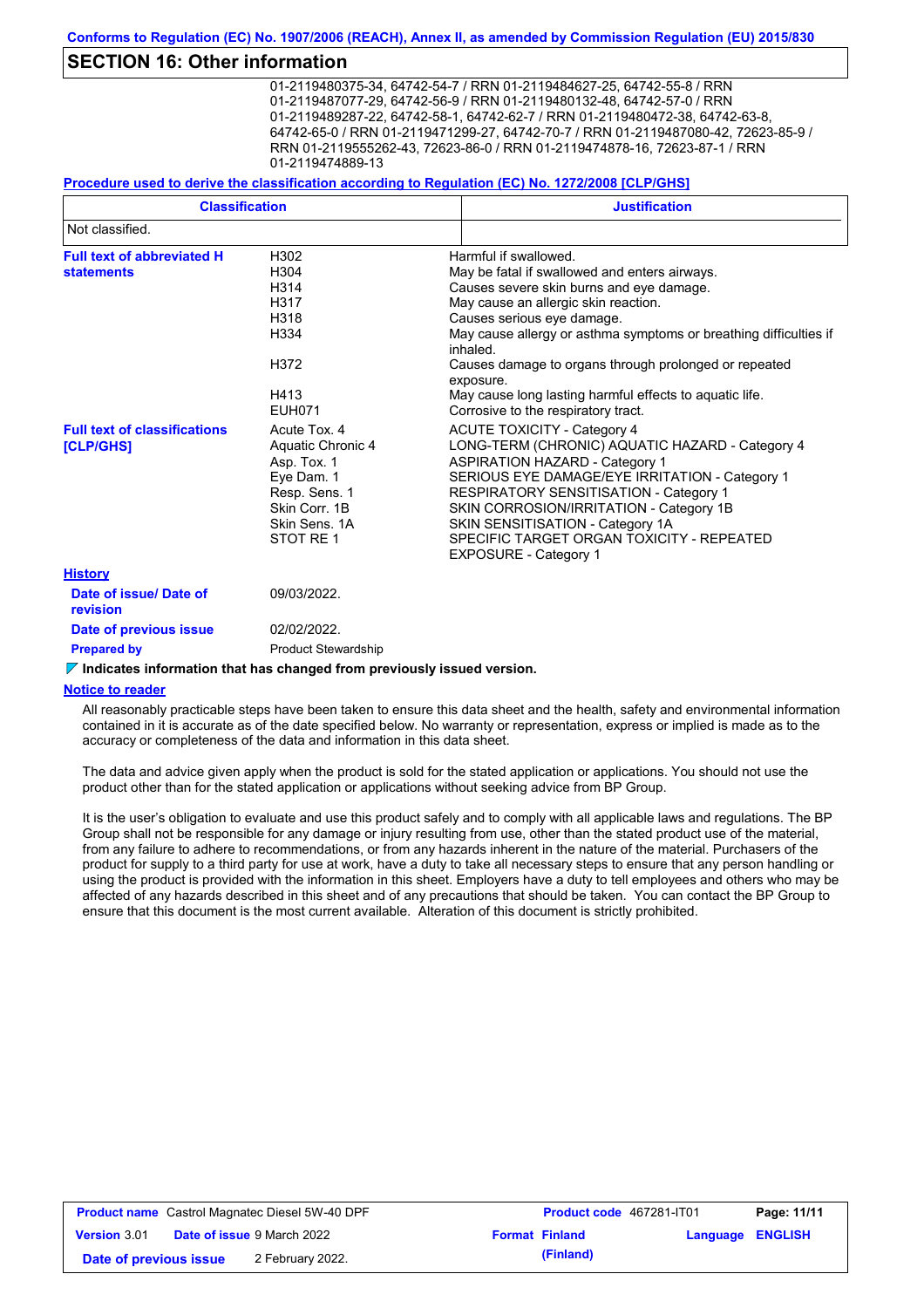## SECTION 16: Other information

01-2119480375-34, 64742-54-7 / RRN 01-2119484627-25, 64742-55-8 / RRN 01-2119487077-29, 64742-56-9 / RRN 01-2119480132-48, 64742-57-0 / RRN 01-2119489287-22, 64742-58-1, 64742-62-7 / RRN 01-2119480472-38, 64742-63-8, 64742-65-0 / RRN 01-2119471299-27, 64742-70-7 / RRN 01-2119487080-42, 72623-85-9 / RRN 01-2119555262-43, 72623-86-0 / RRN 01-2119474878-16, 72623-87-1 / RRN 01-2119474889-13

**Procedure used to derive the classification according to Regulation (EC) No. 1272/2008 [CLP/GHS]**

| Classification | Justification |
|---|---|
| Not classified. | |

**Full text of abbreviated H statements**

| | | |
|---|---|---|
| H302 | Harmful if swallowed. |
| H304 | May be fatal if swallowed and enters airways. |
| H314 | Causes severe skin burns and eye damage. |
| H317 | May cause an allergic skin reaction. |
| H318 | Causes serious eye damage. |
| H334 | May cause allergy or asthma symptoms or breathing difficulties if inhaled. |
| H372 | Causes damage to organs through prolonged or repeated exposure. |
| H413 | May cause long lasting harmful effects to aquatic life. |
| EUH071 | Corrosive to the respiratory tract. |

**Full text of classifications [CLP/GHS]**

| | |
|---|---|
| Acute Tox. 4 | ACUTE TOXICITY - Category 4 |
| Aquatic Chronic 4 | LONG-TERM (CHRONIC) AQUATIC HAZARD - Category 4 |
| Asp. Tox. 1 | ASPIRATION HAZARD - Category 1 |
| Eye Dam. 1 | SERIOUS EYE DAMAGE/EYE IRRITATION - Category 1 |
| Resp. Sens. 1 | RESPIRATORY SENSITISATION - Category 1 |
| Skin Corr. 1B | SKIN CORROSION/IRRITATION - Category 1B |
| Skin Sens. 1A | SKIN SENSITISATION - Category 1A |
| STOT RE 1 | SPECIFIC TARGET ORGAN TOXICITY - REPEATED EXPOSURE - Category 1 |

**History**

**Date of issue/ Date of revision** 09/03/2022.

**Date of previous issue** 02/02/2022.

**Prepared by** Product Stewardship

**Indicates information that has changed from previously issued version.**

**Notice to reader**

All reasonably practicable steps have been taken to ensure this data sheet and the health, safety and environmental information contained in it is accurate as of the date specified below. No warranty or representation, express or implied is made as to the accuracy or completeness of the data and information in this data sheet.

The data and advice given apply when the product is sold for the stated application or applications. You should not use the product other than for the stated application or applications without seeking advice from BP Group.

It is the user's obligation to evaluate and use this product safely and to comply with all applicable laws and regulations. The BP Group shall not be responsible for any damage or injury resulting from use, other than the stated product use of the material, from any failure to adhere to recommendations, or from any hazards inherent in the nature of the material. Purchasers of the product for supply to a third party for use at work, have a duty to take all necessary steps to ensure that any person handling or using the product is provided with the information in this sheet. Employers have a duty to tell employees and others who may be affected of any hazards described in this sheet and of any precautions that should be taken. You can contact the BP Group to ensure that this document is the most current available. Alteration of this document is strictly prohibited.